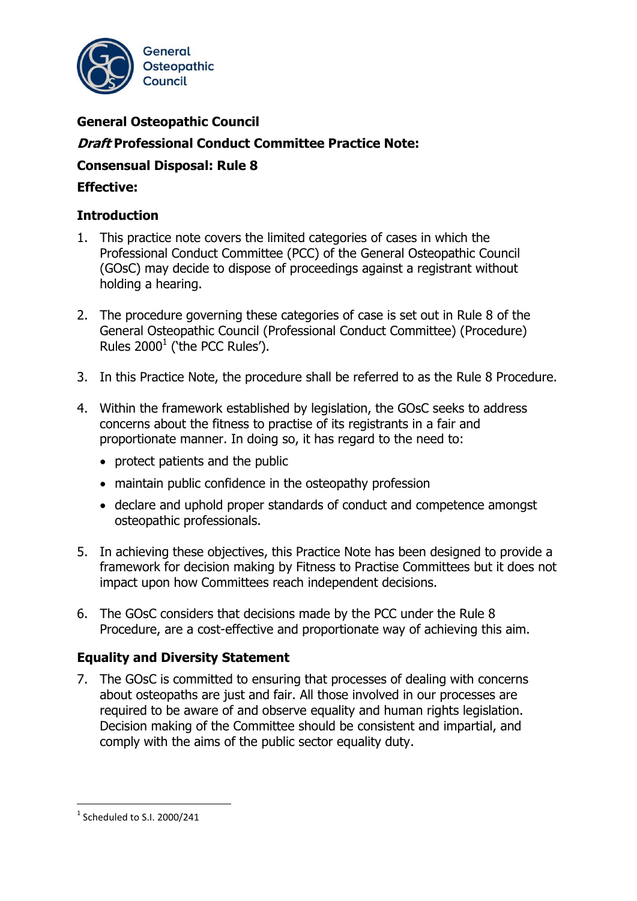**General Osteopathic Council**

***Draft* Professional Conduct Committee Practice Note:**

**Consensual Disposal: Rule 8**

**Effective:**

## Introduction

1. This practice note covers the limited categories of cases in which the Professional Conduct Committee (PCC) of the General Osteopathic Council (GOsC) may decide to dispose of proceedings against a registrant without holding a hearing.

2. The procedure governing these categories of case is set out in Rule 8 of the General Osteopathic Council (Professional Conduct Committee) (Procedure) Rules 2000[1] ('the PCC Rules').

3. In this Practice Note, the procedure shall be referred to as the Rule 8 Procedure.

4. Within the framework established by legislation, the GOsC seeks to address concerns about the fitness to practise of its registrants in a fair and proportionate manner. In doing so, it has regard to the need to:
   - protect patients and the public
   - maintain public confidence in the osteopathy profession
   - declare and uphold proper standards of conduct and competence amongst osteopathic professionals.

5. In achieving these objectives, this Practice Note has been designed to provide a framework for decision making by Fitness to Practise Committees but it does not impact upon how Committees reach independent decisions.

6. The GOsC considers that decisions made by the PCC under the Rule 8 Procedure, are a cost-effective and proportionate way of achieving this aim.

## Equality and Diversity Statement

7. The GOsC is committed to ensuring that processes of dealing with concerns about osteopaths are just and fair. All those involved in our processes are required to be aware of and observe equality and human rights legislation. Decision making of the Committee should be consistent and impartial, and comply with the aims of the public sector equality duty.

[1] Scheduled to S.I. 2000/241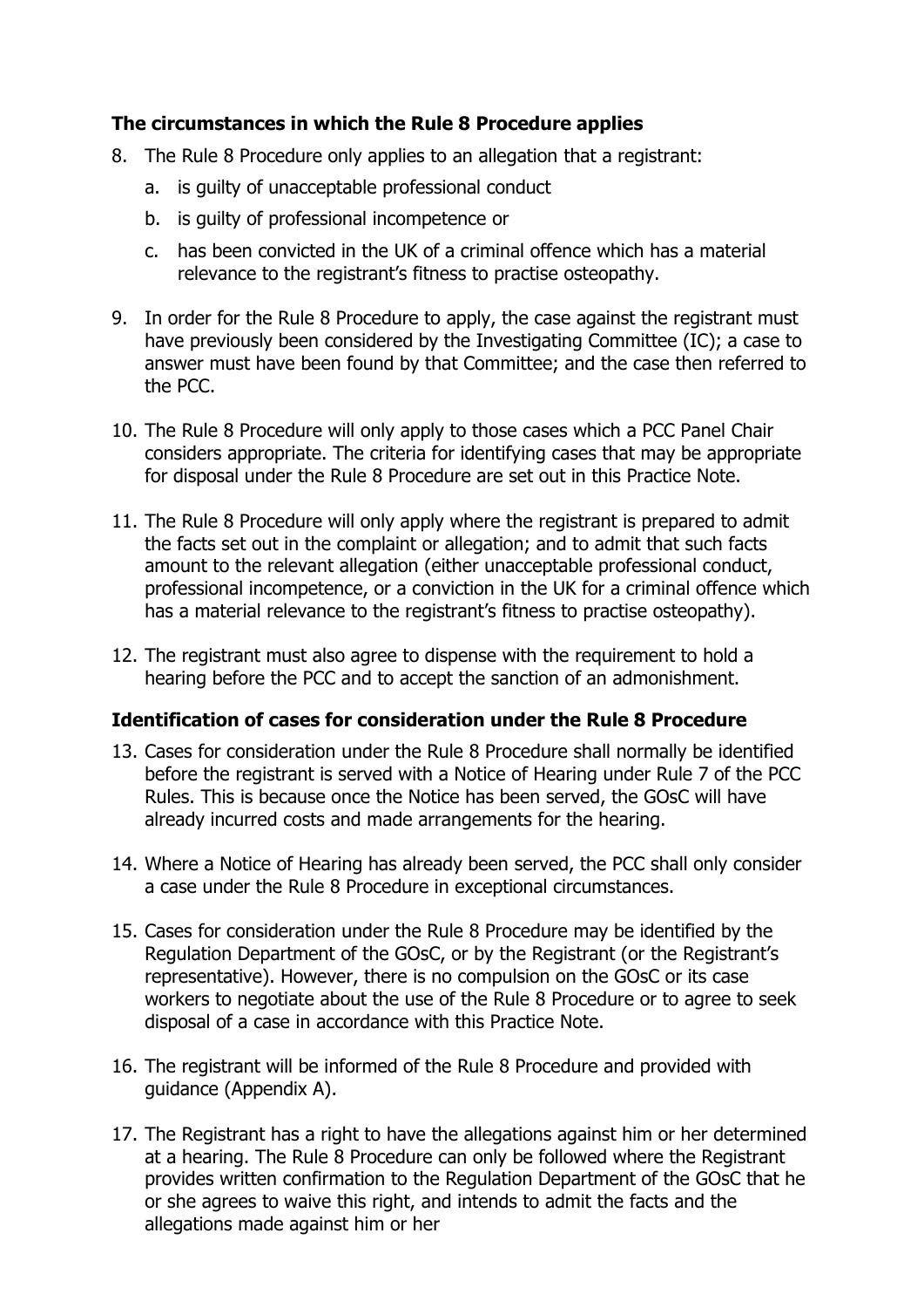### The circumstances in which the Rule 8 Procedure applies

8. The Rule 8 Procedure only applies to an allegation that a registrant:
   a. is guilty of unacceptable professional conduct
   b. is guilty of professional incompetence or
   c. has been convicted in the UK of a criminal offence which has a material relevance to the registrant's fitness to practise osteopathy.

9. In order for the Rule 8 Procedure to apply, the case against the registrant must have previously been considered by the Investigating Committee (IC); a case to answer must have been found by that Committee; and the case then referred to the PCC.

10. The Rule 8 Procedure will only apply to those cases which a PCC Panel Chair considers appropriate. The criteria for identifying cases that may be appropriate for disposal under the Rule 8 Procedure are set out in this Practice Note.

11. The Rule 8 Procedure will only apply where the registrant is prepared to admit the facts set out in the complaint or allegation; and to admit that such facts amount to the relevant allegation (either unacceptable professional conduct, professional incompetence, or a conviction in the UK for a criminal offence which has a material relevance to the registrant's fitness to practise osteopathy).

12. The registrant must also agree to dispense with the requirement to hold a hearing before the PCC and to accept the sanction of an admonishment.

### Identification of cases for consideration under the Rule 8 Procedure

13. Cases for consideration under the Rule 8 Procedure shall normally be identified before the registrant is served with a Notice of Hearing under Rule 7 of the PCC Rules. This is because once the Notice has been served, the GOsC will have already incurred costs and made arrangements for the hearing.

14. Where a Notice of Hearing has already been served, the PCC shall only consider a case under the Rule 8 Procedure in exceptional circumstances.

15. Cases for consideration under the Rule 8 Procedure may be identified by the Regulation Department of the GOsC, or by the Registrant (or the Registrant's representative). However, there is no compulsion on the GOsC or its case workers to negotiate about the use of the Rule 8 Procedure or to agree to seek disposal of a case in accordance with this Practice Note.

16. The registrant will be informed of the Rule 8 Procedure and provided with guidance (Appendix A).

17. The Registrant has a right to have the allegations against him or her determined at a hearing. The Rule 8 Procedure can only be followed where the Registrant provides written confirmation to the Regulation Department of the GOsC that he or she agrees to waive this right, and intends to admit the facts and the allegations made against him or her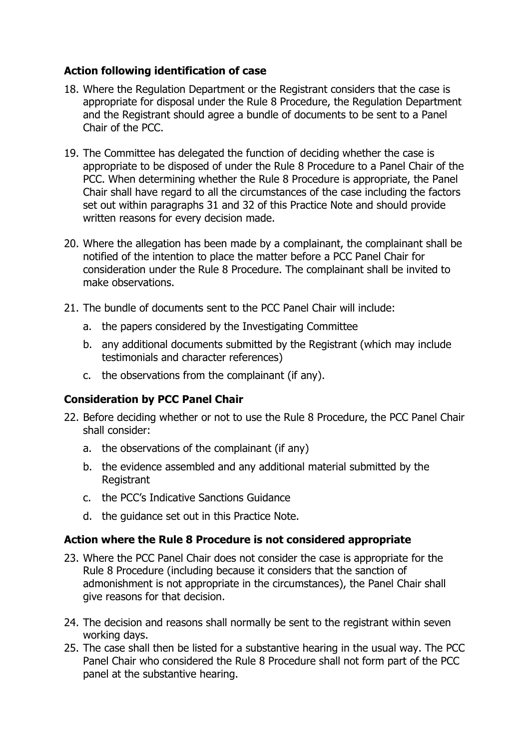### Action following identification of case

18. Where the Regulation Department or the Registrant considers that the case is appropriate for disposal under the Rule 8 Procedure, the Regulation Department and the Registrant should agree a bundle of documents to be sent to a Panel Chair of the PCC.

19. The Committee has delegated the function of deciding whether the case is appropriate to be disposed of under the Rule 8 Procedure to a Panel Chair of the PCC. When determining whether the Rule 8 Procedure is appropriate, the Panel Chair shall have regard to all the circumstances of the case including the factors set out within paragraphs 31 and 32 of this Practice Note and should provide written reasons for every decision made.

20. Where the allegation has been made by a complainant, the complainant shall be notified of the intention to place the matter before a PCC Panel Chair for consideration under the Rule 8 Procedure. The complainant shall be invited to make observations.

21. The bundle of documents sent to the PCC Panel Chair will include:
    a. the papers considered by the Investigating Committee
    b. any additional documents submitted by the Registrant (which may include testimonials and character references)
    c. the observations from the complainant (if any).

### Consideration by PCC Panel Chair

22. Before deciding whether or not to use the Rule 8 Procedure, the PCC Panel Chair shall consider:
    a. the observations of the complainant (if any)
    b. the evidence assembled and any additional material submitted by the Registrant
    c. the PCC's Indicative Sanctions Guidance
    d. the guidance set out in this Practice Note.

### Action where the Rule 8 Procedure is not considered appropriate

23. Where the PCC Panel Chair does not consider the case is appropriate for the Rule 8 Procedure (including because it considers that the sanction of admonishment is not appropriate in the circumstances), the Panel Chair shall give reasons for that decision.

24. The decision and reasons shall normally be sent to the registrant within seven working days.

25. The case shall then be listed for a substantive hearing in the usual way. The PCC Panel Chair who considered the Rule 8 Procedure shall not form part of the PCC panel at the substantive hearing.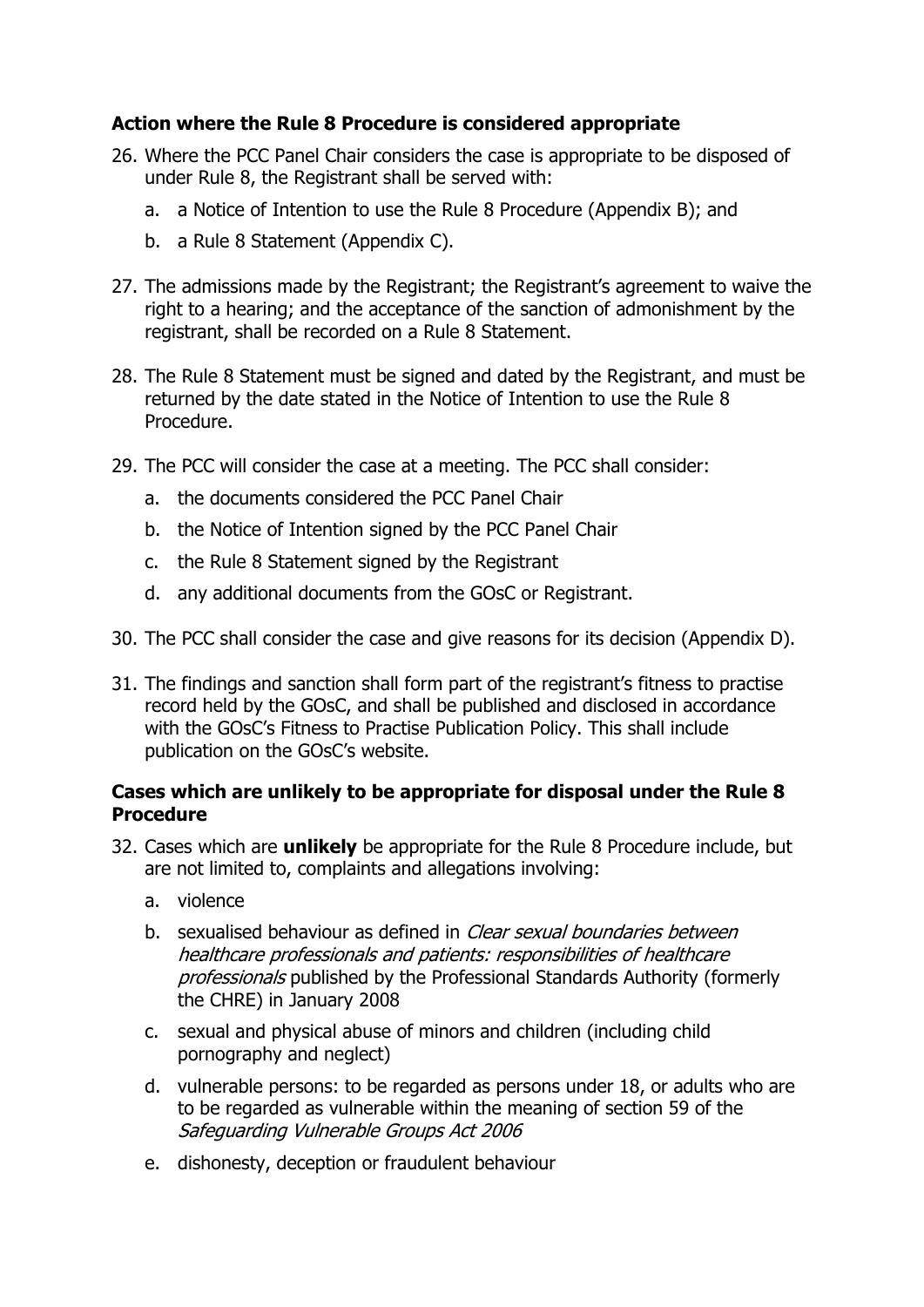### Action where the Rule 8 Procedure is considered appropriate

26. Where the PCC Panel Chair considers the case is appropriate to be disposed of under Rule 8, the Registrant shall be served with:
    a. a Notice of Intention to use the Rule 8 Procedure (Appendix B); and
    b. a Rule 8 Statement (Appendix C).
27. The admissions made by the Registrant; the Registrant's agreement to waive the right to a hearing; and the acceptance of the sanction of admonishment by the registrant, shall be recorded on a Rule 8 Statement.
28. The Rule 8 Statement must be signed and dated by the Registrant, and must be returned by the date stated in the Notice of Intention to use the Rule 8 Procedure.
29. The PCC will consider the case at a meeting. The PCC shall consider:
    a. the documents considered the PCC Panel Chair
    b. the Notice of Intention signed by the PCC Panel Chair
    c. the Rule 8 Statement signed by the Registrant
    d. any additional documents from the GOsC or Registrant.
30. The PCC shall consider the case and give reasons for its decision (Appendix D).
31. The findings and sanction shall form part of the registrant's fitness to practise record held by the GOsC, and shall be published and disclosed in accordance with the GOsC's Fitness to Practise Publication Policy. This shall include publication on the GOsC's website.

### Cases which are unlikely to be appropriate for disposal under the Rule 8 Procedure

32. Cases which are **unlikely** be appropriate for the Rule 8 Procedure include, but are not limited to, complaints and allegations involving:
    a. violence
    b. sexualised behaviour as defined in *Clear sexual boundaries between healthcare professionals and patients: responsibilities of healthcare professionals* published by the Professional Standards Authority (formerly the CHRE) in January 2008
    c. sexual and physical abuse of minors and children (including child pornography and neglect)
    d. vulnerable persons: to be regarded as persons under 18, or adults who are to be regarded as vulnerable within the meaning of section 59 of the *Safeguarding Vulnerable Groups Act 2006*
    e. dishonesty, deception or fraudulent behaviour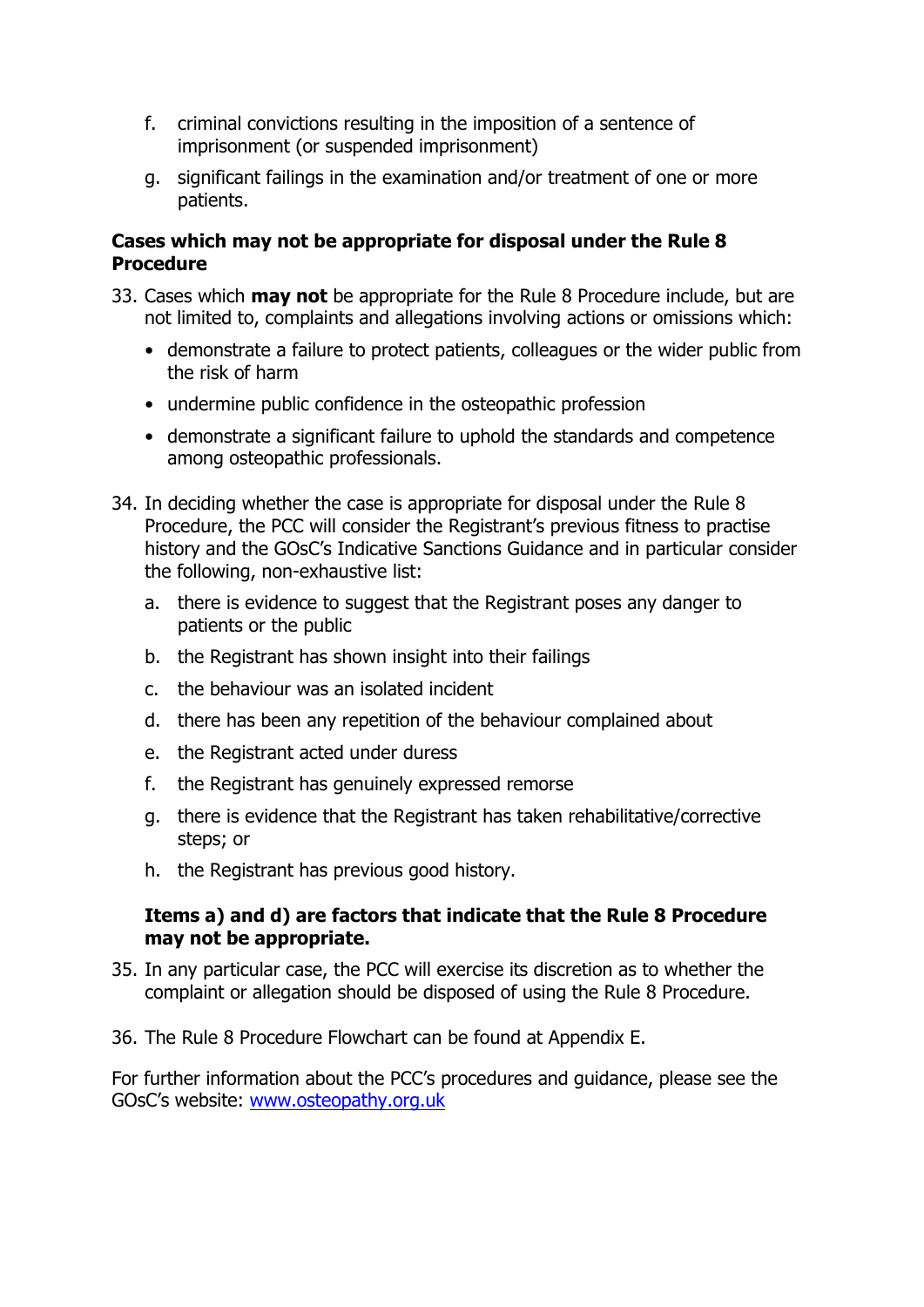f. criminal convictions resulting in the imposition of a sentence of imprisonment (or suspended imprisonment)

g. significant failings in the examination and/or treatment of one or more patients.

**Cases which may not be appropriate for disposal under the Rule 8 Procedure**

33. Cases which **may not** be appropriate for the Rule 8 Procedure include, but are not limited to, complaints and allegations involving actions or omissions which:
    - demonstrate a failure to protect patients, colleagues or the wider public from the risk of harm
    - undermine public confidence in the osteopathic profession
    - demonstrate a significant failure to uphold the standards and competence among osteopathic professionals.

34. In deciding whether the case is appropriate for disposal under the Rule 8 Procedure, the PCC will consider the Registrant's previous fitness to practise history and the GOsC's Indicative Sanctions Guidance and in particular consider the following, non-exhaustive list:

    a. there is evidence to suggest that the Registrant poses any danger to patients or the public

    b. the Registrant has shown insight into their failings

    c. the behaviour was an isolated incident

    d. there has been any repetition of the behaviour complained about

    e. the Registrant acted under duress

    f. the Registrant has genuinely expressed remorse

    g. there is evidence that the Registrant has taken rehabilitative/corrective steps; or

    h. the Registrant has previous good history.

    **Items a) and d) are factors that indicate that the Rule 8 Procedure may not be appropriate.**

35. In any particular case, the PCC will exercise its discretion as to whether the complaint or allegation should be disposed of using the Rule 8 Procedure.

36. The Rule 8 Procedure Flowchart can be found at Appendix E.

For further information about the PCC's procedures and guidance, please see the GOsC's website: [www.osteopathy.org.uk](http://www.osteopathy.org.uk)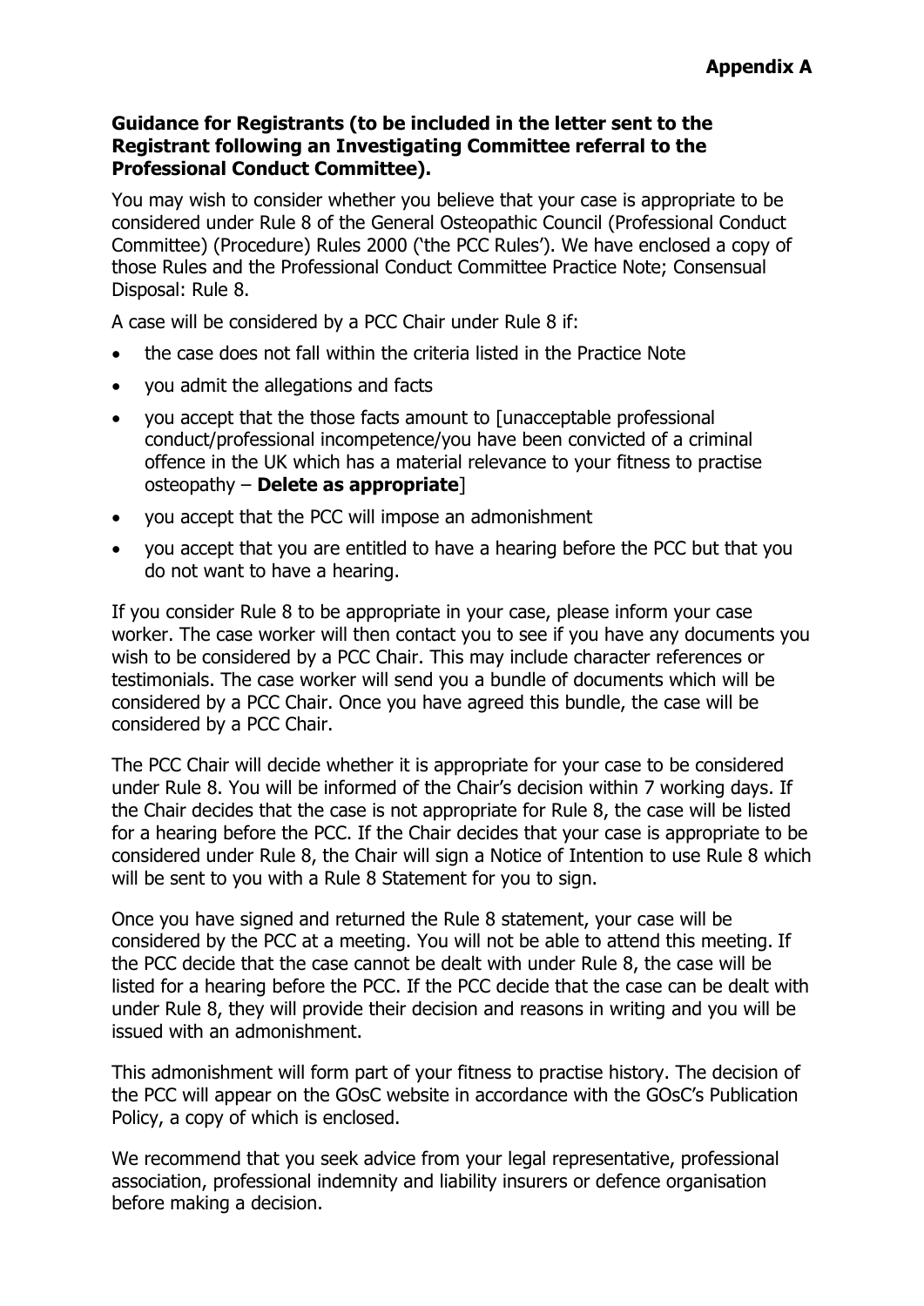**Appendix A**

**Guidance for Registrants (to be included in the letter sent to the Registrant following an Investigating Committee referral to the Professional Conduct Committee).**

You may wish to consider whether you believe that your case is appropriate to be considered under Rule 8 of the General Osteopathic Council (Professional Conduct Committee) (Procedure) Rules 2000 ('the PCC Rules'). We have enclosed a copy of those Rules and the Professional Conduct Committee Practice Note; Consensual Disposal: Rule 8.

A case will be considered by a PCC Chair under Rule 8 if:

- the case does not fall within the criteria listed in the Practice Note
- you admit the allegations and facts
- you accept that the those facts amount to [unacceptable professional conduct/professional incompetence/you have been convicted of a criminal offence in the UK which has a material relevance to your fitness to practise osteopathy – **Delete as appropriate**]
- you accept that the PCC will impose an admonishment
- you accept that you are entitled to have a hearing before the PCC but that you do not want to have a hearing.

If you consider Rule 8 to be appropriate in your case, please inform your case worker. The case worker will then contact you to see if you have any documents you wish to be considered by a PCC Chair. This may include character references or testimonials. The case worker will send you a bundle of documents which will be considered by a PCC Chair. Once you have agreed this bundle, the case will be considered by a PCC Chair.

The PCC Chair will decide whether it is appropriate for your case to be considered under Rule 8. You will be informed of the Chair's decision within 7 working days. If the Chair decides that the case is not appropriate for Rule 8, the case will be listed for a hearing before the PCC. If the Chair decides that your case is appropriate to be considered under Rule 8, the Chair will sign a Notice of Intention to use Rule 8 which will be sent to you with a Rule 8 Statement for you to sign.

Once you have signed and returned the Rule 8 statement, your case will be considered by the PCC at a meeting. You will not be able to attend this meeting. If the PCC decide that the case cannot be dealt with under Rule 8, the case will be listed for a hearing before the PCC. If the PCC decide that the case can be dealt with under Rule 8, they will provide their decision and reasons in writing and you will be issued with an admonishment.

This admonishment will form part of your fitness to practise history. The decision of the PCC will appear on the GOsC website in accordance with the GOsC's Publication Policy, a copy of which is enclosed.

We recommend that you seek advice from your legal representative, professional association, professional indemnity and liability insurers or defence organisation before making a decision.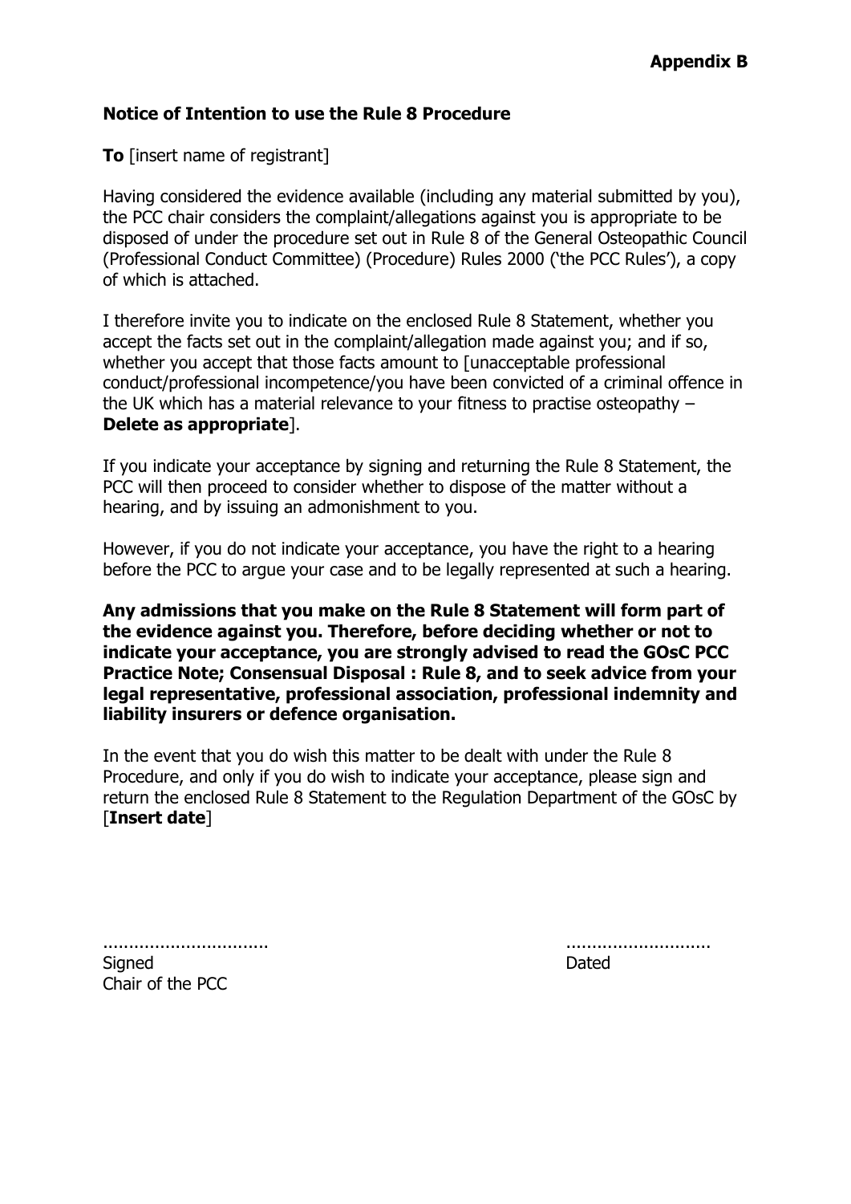**Appendix B**

**Notice of Intention to use the Rule 8 Procedure**

**To** [insert name of registrant]

Having considered the evidence available (including any material submitted by you), the PCC chair considers the complaint/allegations against you is appropriate to be disposed of under the procedure set out in Rule 8 of the General Osteopathic Council (Professional Conduct Committee) (Procedure) Rules 2000 ('the PCC Rules'), a copy of which is attached.

I therefore invite you to indicate on the enclosed Rule 8 Statement, whether you accept the facts set out in the complaint/allegation made against you; and if so, whether you accept that those facts amount to [unacceptable professional conduct/professional incompetence/you have been convicted of a criminal offence in the UK which has a material relevance to your fitness to practise osteopathy – **Delete as appropriate**].

If you indicate your acceptance by signing and returning the Rule 8 Statement, the PCC will then proceed to consider whether to dispose of the matter without a hearing, and by issuing an admonishment to you.

However, if you do not indicate your acceptance, you have the right to a hearing before the PCC to argue your case and to be legally represented at such a hearing.

**Any admissions that you make on the Rule 8 Statement will form part of the evidence against you. Therefore, before deciding whether or not to indicate your acceptance, you are strongly advised to read the GOsC PCC Practice Note; Consensual Disposal : Rule 8, and to seek advice from your legal representative, professional association, professional indemnity and liability insurers or defence organisation.**

In the event that you do wish this matter to be dealt with under the Rule 8 Procedure, and only if you do wish to indicate your acceptance, please sign and return the enclosed Rule 8 Statement to the Regulation Department of the GOsC by [**Insert date**]

| ................................ | ............................ |
|---|---|
| Signed<br>Chair of the PCC | Dated |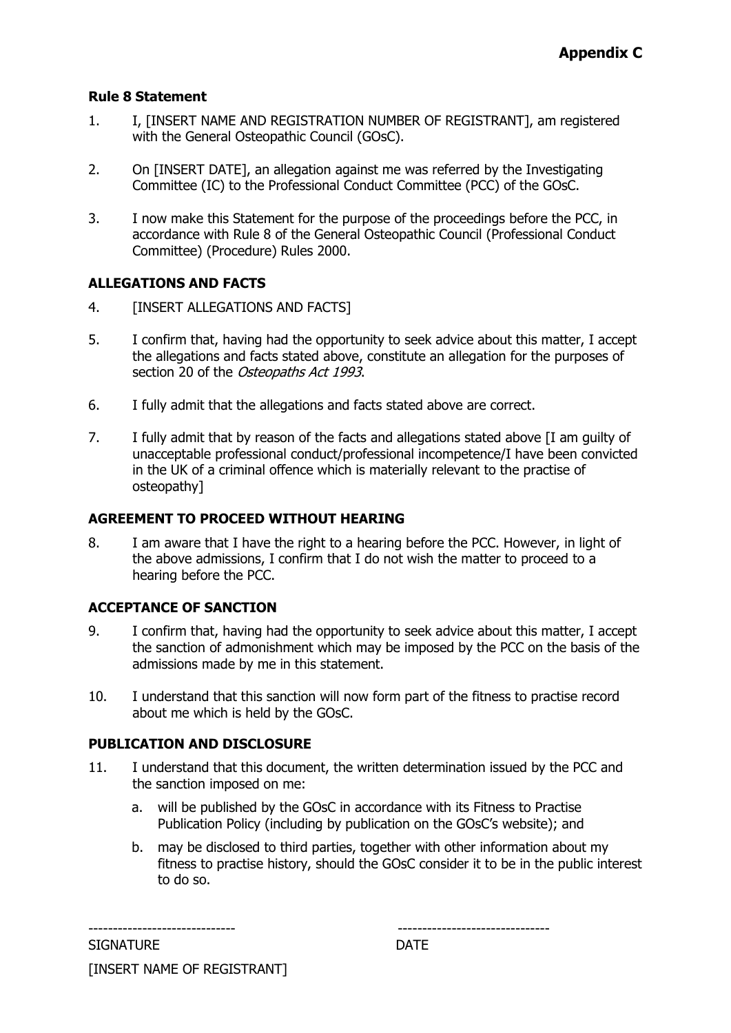**Appendix C**

**Rule 8 Statement**

1. I, [INSERT NAME AND REGISTRATION NUMBER OF REGISTRANT], am registered with the General Osteopathic Council (GOsC).

2. On [INSERT DATE], an allegation against me was referred by the Investigating Committee (IC) to the Professional Conduct Committee (PCC) of the GOsC.

3. I now make this Statement for the purpose of the proceedings before the PCC, in accordance with Rule 8 of the General Osteopathic Council (Professional Conduct Committee) (Procedure) Rules 2000.

**ALLEGATIONS AND FACTS**

4. [INSERT ALLEGATIONS AND FACTS]

5. I confirm that, having had the opportunity to seek advice about this matter, I accept the allegations and facts stated above, constitute an allegation for the purposes of section 20 of the *Osteopaths Act 1993*.

6. I fully admit that the allegations and facts stated above are correct.

7. I fully admit that by reason of the facts and allegations stated above [I am guilty of unacceptable professional conduct/professional incompetence/I have been convicted in the UK of a criminal offence which is materially relevant to the practise of osteopathy]

**AGREEMENT TO PROCEED WITHOUT HEARING**

8. I am aware that I have the right to a hearing before the PCC. However, in light of the above admissions, I confirm that I do not wish the matter to proceed to a hearing before the PCC.

**ACCEPTANCE OF SANCTION**

9. I confirm that, having had the opportunity to seek advice about this matter, I accept the sanction of admonishment which may be imposed by the PCC on the basis of the admissions made by me in this statement.

10. I understand that this sanction will now form part of the fitness to practise record about me which is held by the GOsC.

**PUBLICATION AND DISCLOSURE**

11. I understand that this document, the written determination issued by the PCC and the sanction imposed on me:

    a. will be published by the GOsC in accordance with its Fitness to Practise Publication Policy (including by publication on the GOsC's website); and

    b. may be disclosed to third parties, together with other information about my fitness to practise history, should the GOsC consider it to be in the public interest to do so.

------------------------------ -------------------------------

SIGNATURE DATE

[INSERT NAME OF REGISTRANT]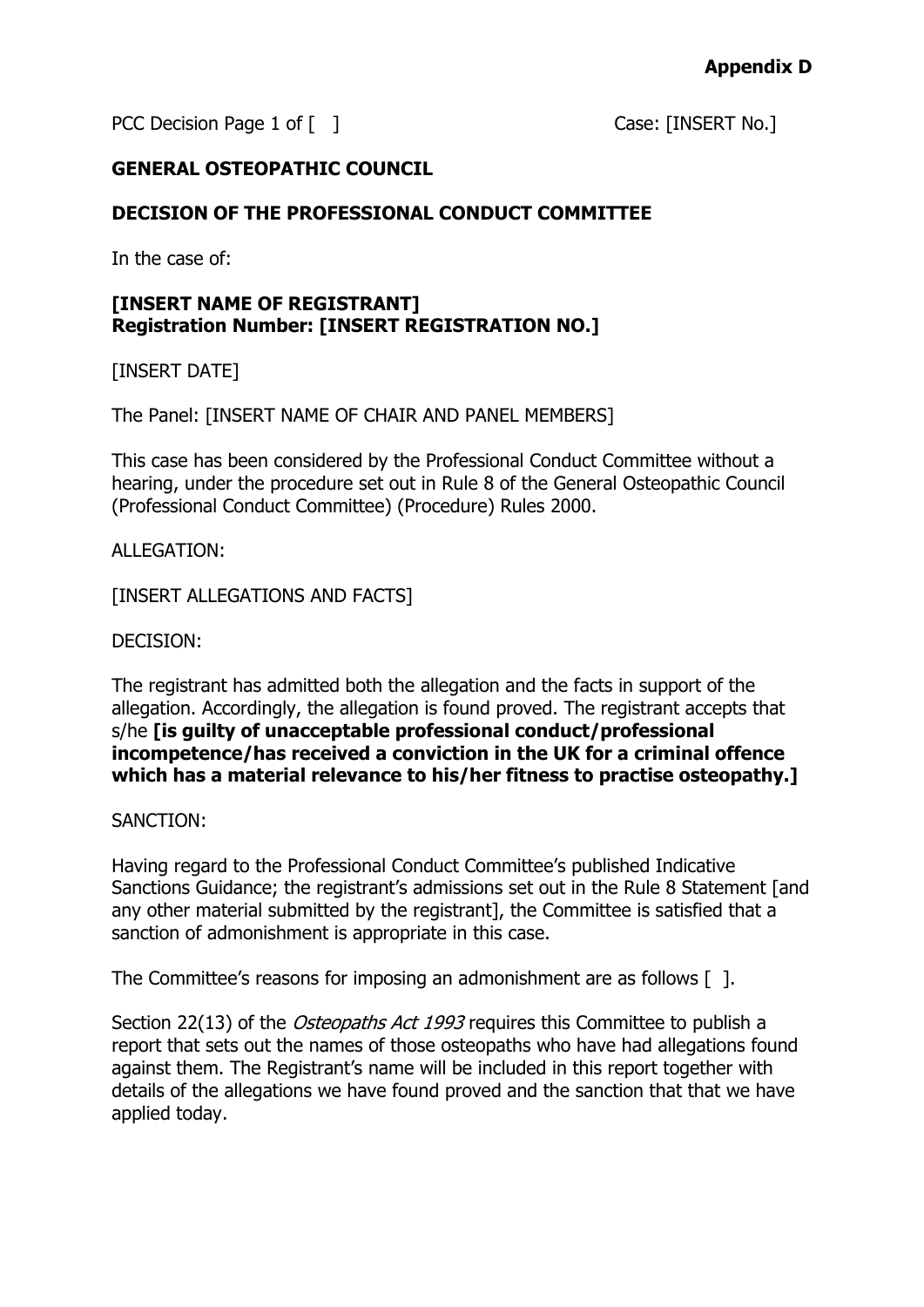**Appendix D**

PCC Decision Page 1 of [ ] Case: [INSERT No.]

**GENERAL OSTEOPATHIC COUNCIL**

**DECISION OF THE PROFESSIONAL CONDUCT COMMITTEE**

In the case of:

**[INSERT NAME OF REGISTRANT]**
**Registration Number: [INSERT REGISTRATION NO.]**

[INSERT DATE]

The Panel: [INSERT NAME OF CHAIR AND PANEL MEMBERS]

This case has been considered by the Professional Conduct Committee without a hearing, under the procedure set out in Rule 8 of the General Osteopathic Council (Professional Conduct Committee) (Procedure) Rules 2000.

ALLEGATION:

[INSERT ALLEGATIONS AND FACTS]

DECISION:

The registrant has admitted both the allegation and the facts in support of the allegation. Accordingly, the allegation is found proved. The registrant accepts that s/he **[is guilty of unacceptable professional conduct/professional incompetence/has received a conviction in the UK for a criminal offence which has a material relevance to his/her fitness to practise osteopathy.]**

SANCTION:

Having regard to the Professional Conduct Committee's published Indicative Sanctions Guidance; the registrant's admissions set out in the Rule 8 Statement [and any other material submitted by the registrant], the Committee is satisfied that a sanction of admonishment is appropriate in this case.

The Committee's reasons for imposing an admonishment are as follows [ ].

Section 22(13) of the *Osteopaths Act 1993* requires this Committee to publish a report that sets out the names of those osteopaths who have had allegations found against them. The Registrant's name will be included in this report together with details of the allegations we have found proved and the sanction that that we have applied today.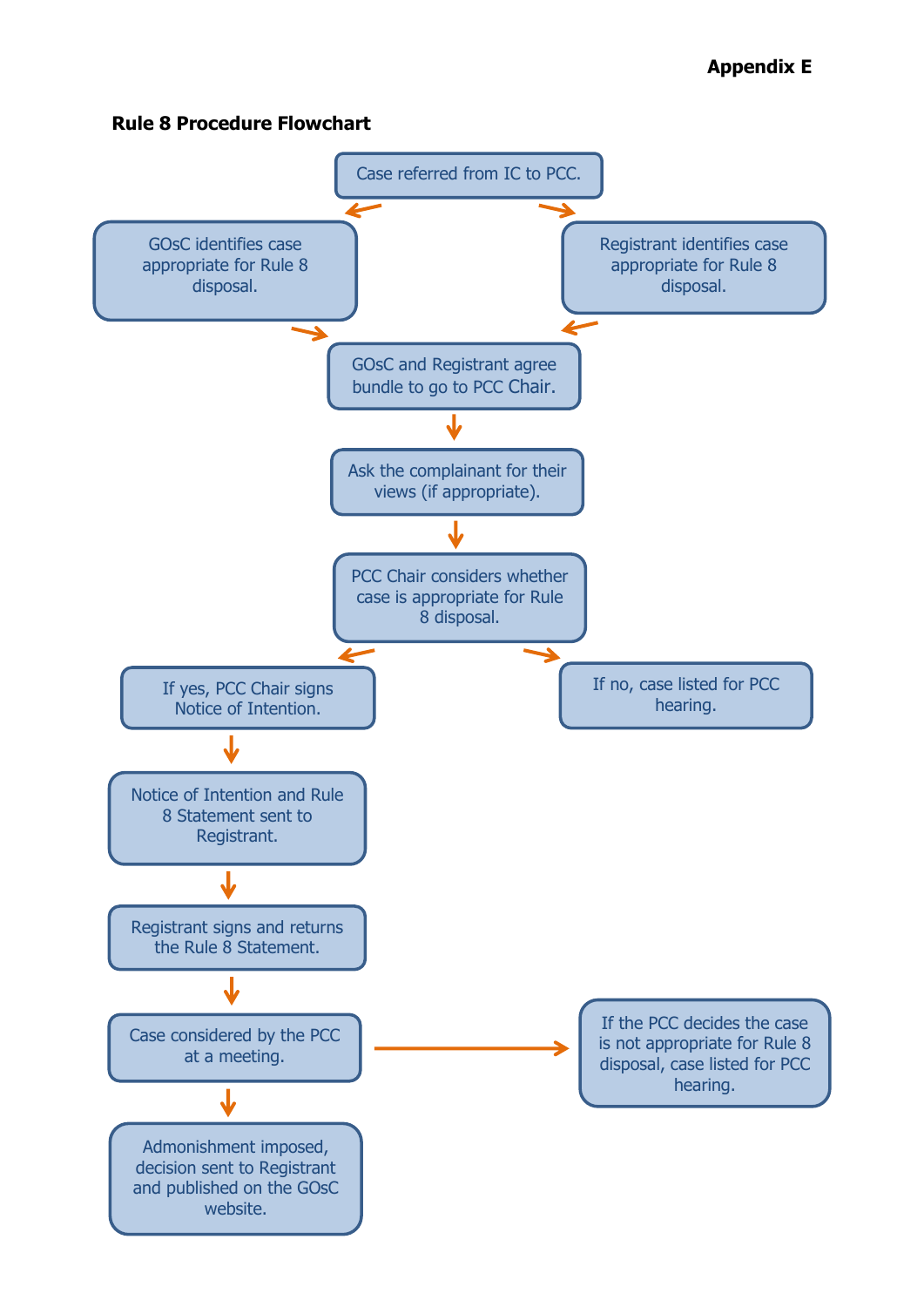**Appendix E**

**Rule 8 Procedure Flowchart**

Case referred from IC to PCC.

GOsC identifies case appropriate for Rule 8 disposal.

Registrant identifies case appropriate for Rule 8 disposal.

GOsC and Registrant agree bundle to go to PCC Chair.

Ask the complainant for their views (if appropriate).

PCC Chair considers whether case is appropriate for Rule 8 disposal.

If yes, PCC Chair signs Notice of Intention.

If no, case listed for PCC hearing.

Notice of Intention and Rule 8 Statement sent to Registrant.

Registrant signs and returns the Rule 8 Statement.

Case considered by the PCC at a meeting.

If the PCC decides the case is not appropriate for Rule 8 disposal, case listed for PCC hearing.

Admonishment imposed, decision sent to Registrant and published on the GOsC website.